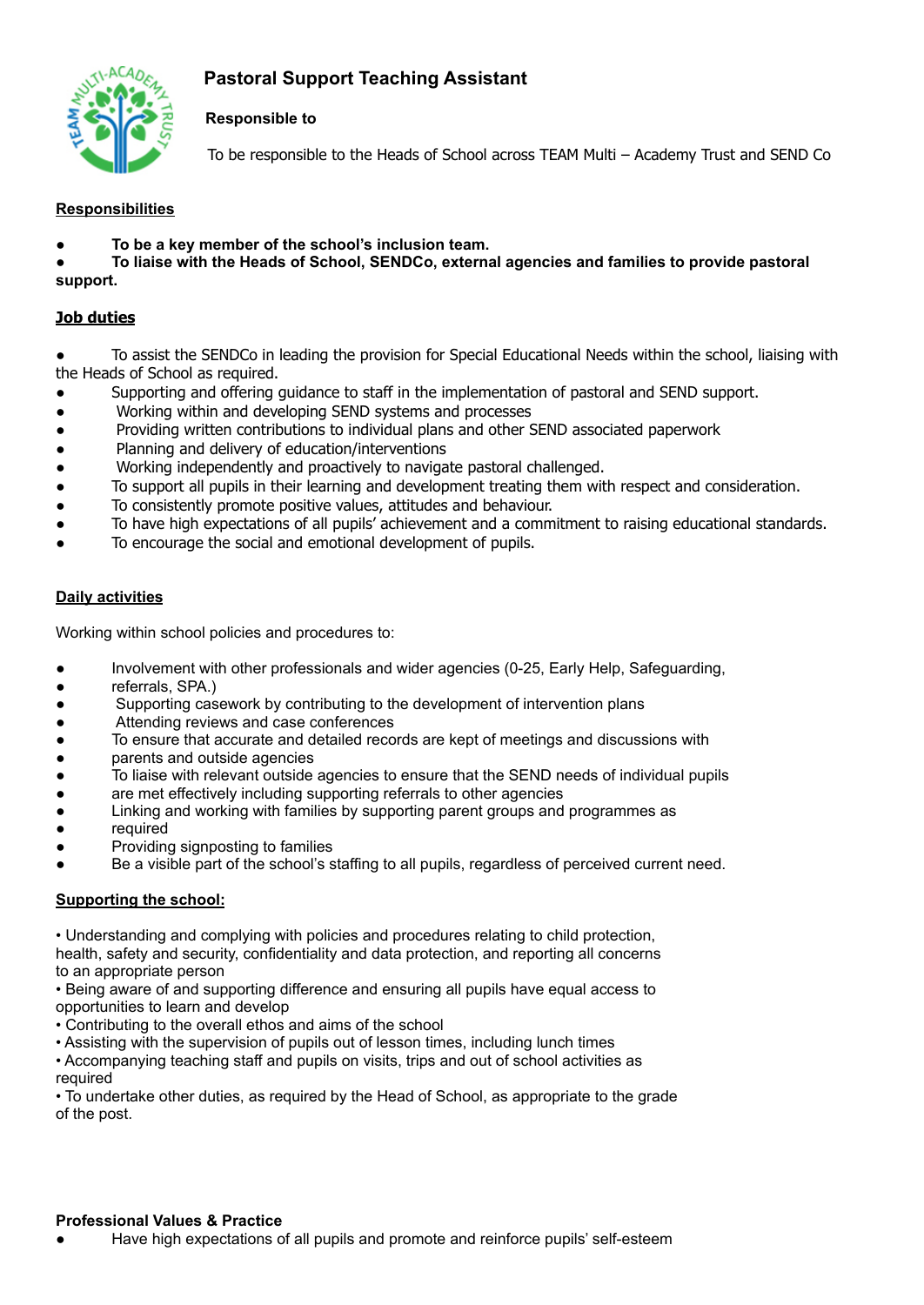# Pastoral Support Teaching Assistant

**Responsible to**

To be responsible to the Heads of School across TEAM Multi – Academy Trust and SEND Co

## Responsibilities

- **To be a key member of the school's inclusion team.**
- **To liaise with the Heads of School, SENDCo, external agencies and families to provide pastoral support.**

## Job duties

- To assist the SENDCo in leading the provision for Special Educational Needs within the school, liaising with the Heads of School as required.
- Supporting and offering guidance to staff in the implementation of pastoral and SEND support.
- Working within and developing SEND systems and processes
- Providing written contributions to individual plans and other SEND associated paperwork
- Planning and delivery of education/interventions
- Working independently and proactively to navigate pastoral challenged.
- To support all pupils in their learning and development treating them with respect and consideration.
- To consistently promote positive values, attitudes and behaviour.
- To have high expectations of all pupils' achievement and a commitment to raising educational standards.
- To encourage the social and emotional development of pupils.

## Daily activities

Working within school policies and procedures to:

- Involvement with other professionals and wider agencies (0-25, Early Help, Safeguarding,
- referrals, SPA.)
- Supporting casework by contributing to the development of intervention plans
- Attending reviews and case conferences
- To ensure that accurate and detailed records are kept of meetings and discussions with
- parents and outside agencies
- To liaise with relevant outside agencies to ensure that the SEND needs of individual pupils
- are met effectively including supporting referrals to other agencies
- Linking and working with families by supporting parent groups and programmes as
- required
- Providing signposting to families
- Be a visible part of the school's staffing to all pupils, regardless of perceived current need.

## Supporting the school:

- Understanding and complying with policies and procedures relating to child protection, health, safety and security, confidentiality and data protection, and reporting all concerns to an appropriate person
- Being aware of and supporting difference and ensuring all pupils have equal access to opportunities to learn and develop
- Contributing to the overall ethos and aims of the school
- Assisting with the supervision of pupils out of lesson times, including lunch times
- Accompanying teaching staff and pupils on visits, trips and out of school activities as required
- To undertake other duties, as required by the Head of School, as appropriate to the grade of the post.

## Professional Values & Practice

- Have high expectations of all pupils and promote and reinforce pupils' self-esteem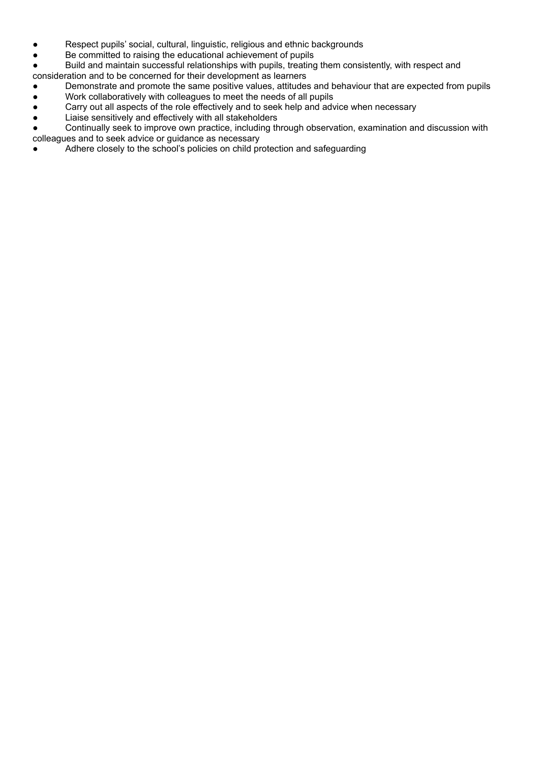- Respect pupils' social, cultural, linguistic, religious and ethnic backgrounds
- Be committed to raising the educational achievement of pupils
- Build and maintain successful relationships with pupils, treating them consistently, with respect and consideration and to be concerned for their development as learners
- Demonstrate and promote the same positive values, attitudes and behaviour that are expected from pupils
- Work collaboratively with colleagues to meet the needs of all pupils
- Carry out all aspects of the role effectively and to seek help and advice when necessary
- Liaise sensitively and effectively with all stakeholders
- Continually seek to improve own practice, including through observation, examination and discussion with colleagues and to seek advice or guidance as necessary
- Adhere closely to the school's policies on child protection and safeguarding